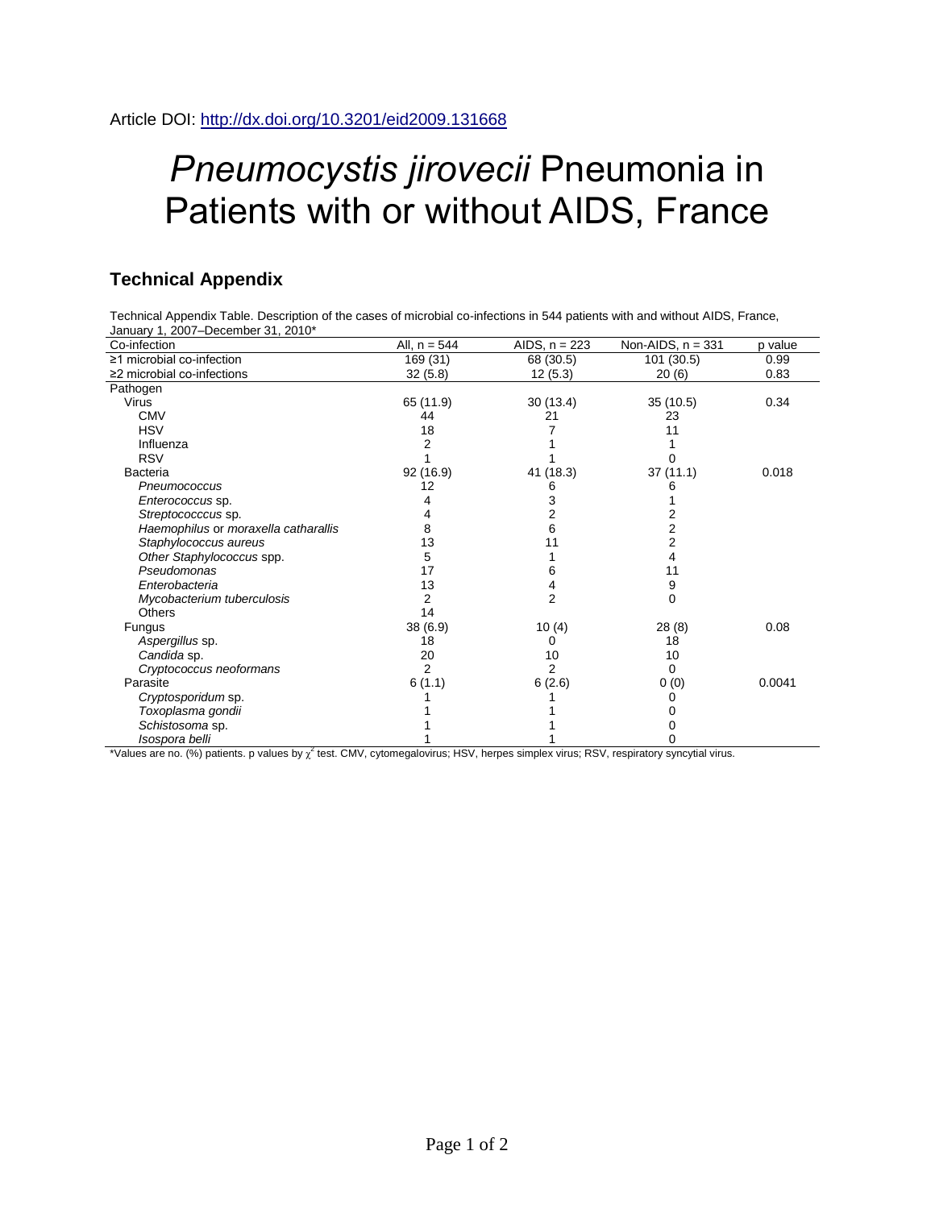Article DOI: http://dx.doi.org/10.3201/eid2009.131668

# *Pneumocystis jirovecii* Pneumonia in Patients with or without AIDS, France

## Technical Appendix

Technical Appendix Table. Description of the cases of microbial co-infections in 544 patients with and without AIDS, France, January 1, 2007–December 31, 2010*

| Co-infection | All, n = 544 | AIDS, n = 223 | Non-AIDS, n = 331 | p value |
|---|---|---|---|---|
| ≥1 microbial co-infection | 169 (31) | 68 (30.5) | 101 (30.5) | 0.99 |
| ≥2 microbial co-infections | 32 (5.8) | 12 (5.3) | 20 (6) | 0.83 |
| Pathogen | | | | |
| Virus | 65 (11.9) | 30 (13.4) | 35 (10.5) | 0.34 |
| CMV | 44 | 21 | 23 | |
| HSV | 18 | 7 | 11 | |
| Influenza | 2 | 1 | 1 | |
| RSV | 1 | 1 | 0 | |
| Bacteria | 92 (16.9) | 41 (18.3) | 37 (11.1) | 0.018 |
| *Pneumococcus* | 12 | 6 | 6 | |
| *Enterococcus* sp. | 4 | 3 | 1 | |
| *Streptococccus* sp. | 4 | 2 | 2 | |
| *Haemophilus* or *moraxella catharallis* | 8 | 6 | 2 | |
| *Staphylococcus aureus* | 13 | 11 | 2 | |
| *Other Staphylococcus* spp. | 5 | 1 | 4 | |
| *Pseudomonas* | 17 | 6 | 11 | |
| *Enterobacteria* | 13 | 4 | 9 | |
| *Mycobacterium tuberculosis* | 2 | 2 | 0 | |
| Others | 14 | | | |
| Fungus | 38 (6.9) | 10 (4) | 28 (8) | 0.08 |
| *Aspergillus* sp. | 18 | 0 | 18 | |
| *Candida* sp. | 20 | 10 | 10 | |
| *Cryptococcus neoformans* | 2 | 2 | 0 | |
| Parasite | 6 (1.1) | 6 (2.6) | 0 (0) | 0.0041 |
| *Cryptosporidum* sp. | 1 | 1 | 0 | |
| *Toxoplasma gondii* | 1 | 1 | 0 | |
| *Schistosoma* sp. | 1 | 1 | 0 | |
| *Isospora belli* | 1 | 1 | 0 | |

*Values are no. (%) patients. p values by $\chi^2$ test. CMV, cytomegalovirus; HSV, herpes simplex virus; RSV, respiratory syncytial virus.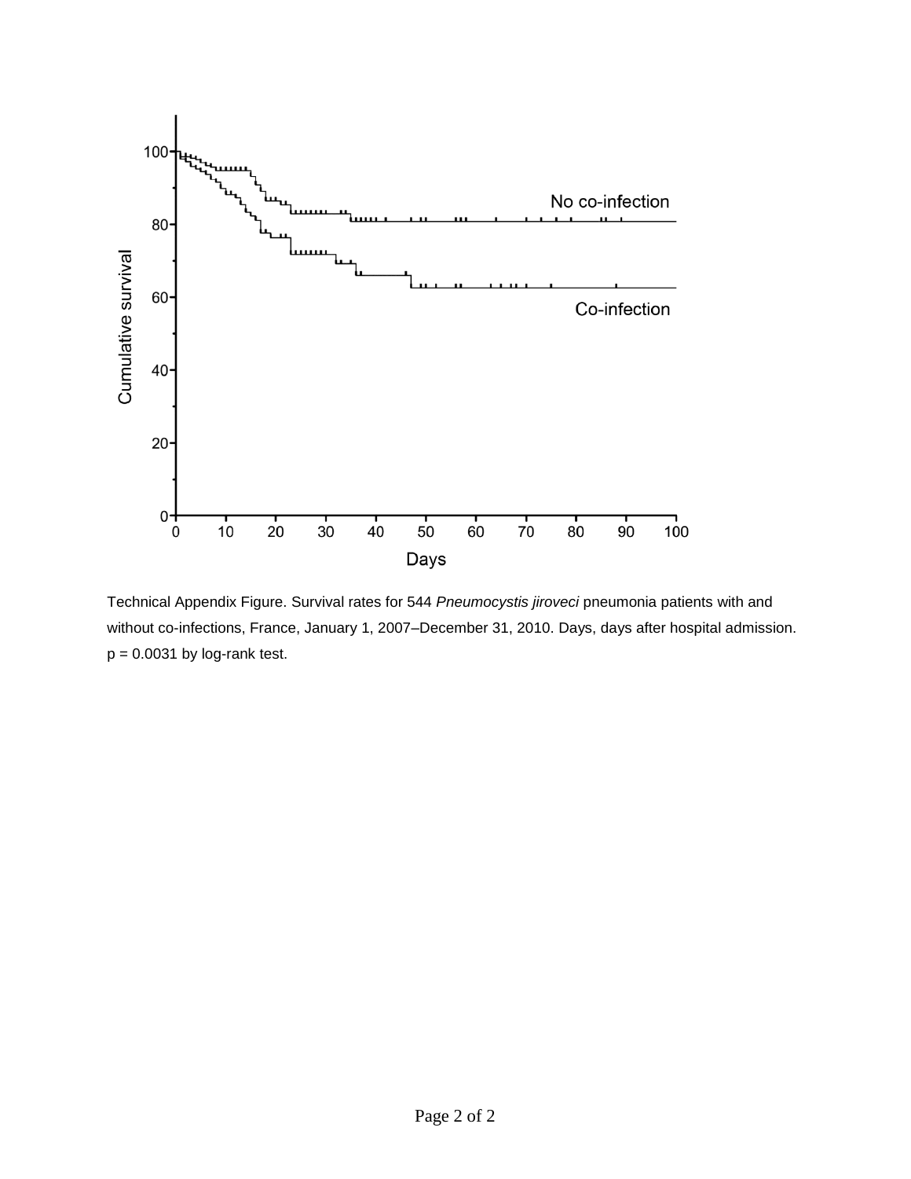Cumulative survival

100
80
60
40
20
0

0 10 20 30 40 50 60 70 80 90 100

Days

No co-infection

Co-infection

Technical Appendix Figure. Survival rates for 544 *Pneumocystis jiroveci* pneumonia patients with and without co-infections, France, January 1, 2007–December 31, 2010. Days, days after hospital admission. $p = 0.0031$ by log-rank test.